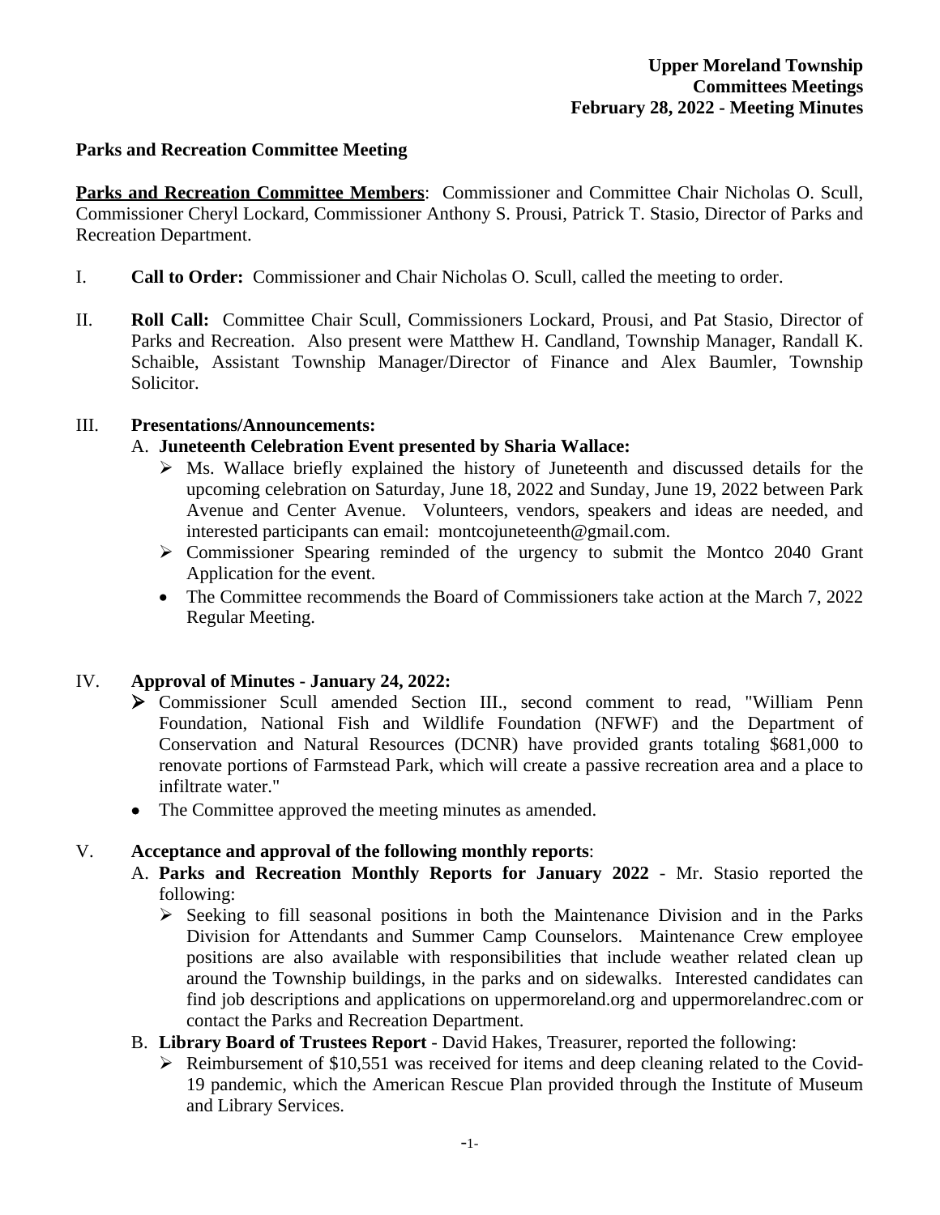**Upper Moreland Township**
**Committees Meetings**
**February 28, 2022 - Meeting Minutes**

## Parks and Recreation Committee Meeting

**Parks and Recreation Committee Members**: Commissioner and Committee Chair Nicholas O. Scull, Commissioner Cheryl Lockard, Commissioner Anthony S. Prousi, Patrick T. Stasio, Director of Parks and Recreation Department.

I. **Call to Order:** Commissioner and Chair Nicholas O. Scull, called the meeting to order.

II. **Roll Call:** Committee Chair Scull, Commissioners Lockard, Prousi, and Pat Stasio, Director of Parks and Recreation. Also present were Matthew H. Candland, Township Manager, Randall K. Schaible, Assistant Township Manager/Director of Finance and Alex Baumler, Township Solicitor.

III. **Presentations/Announcements:**

A. **Juneteenth Celebration Event presented by Sharia Wallace:**

- Ms. Wallace briefly explained the history of Juneteenth and discussed details for the upcoming celebration on Saturday, June 18, 2022 and Sunday, June 19, 2022 between Park Avenue and Center Avenue. Volunteers, vendors, speakers and ideas are needed, and interested participants can email: montcojuneteenth@gmail.com.
- Commissioner Spearing reminded of the urgency to submit the Montco 2040 Grant Application for the event.
- The Committee recommends the Board of Commissioners take action at the March 7, 2022 Regular Meeting.

IV. **Approval of Minutes - January 24, 2022:**

- Commissioner Scull amended Section III., second comment to read, "William Penn Foundation, National Fish and Wildlife Foundation (NFWF) and the Department of Conservation and Natural Resources (DCNR) have provided grants totaling $681,000 to renovate portions of Farmstead Park, which will create a passive recreation area and a place to infiltrate water."
- The Committee approved the meeting minutes as amended.

V. **Acceptance and approval of the following monthly reports**:

A. **Parks and Recreation Monthly Reports for January 2022** - Mr. Stasio reported the following:

- Seeking to fill seasonal positions in both the Maintenance Division and in the Parks Division for Attendants and Summer Camp Counselors. Maintenance Crew employee positions are also available with responsibilities that include weather related clean up around the Township buildings, in the parks and on sidewalks. Interested candidates can find job descriptions and applications on uppermoreland.org and uppermorelandrec.com or contact the Parks and Recreation Department.

B. **Library Board of Trustees Report** - David Hakes, Treasurer, reported the following:

- Reimbursement of $10,551 was received for items and deep cleaning related to the Covid-19 pandemic, which the American Rescue Plan provided through the Institute of Museum and Library Services.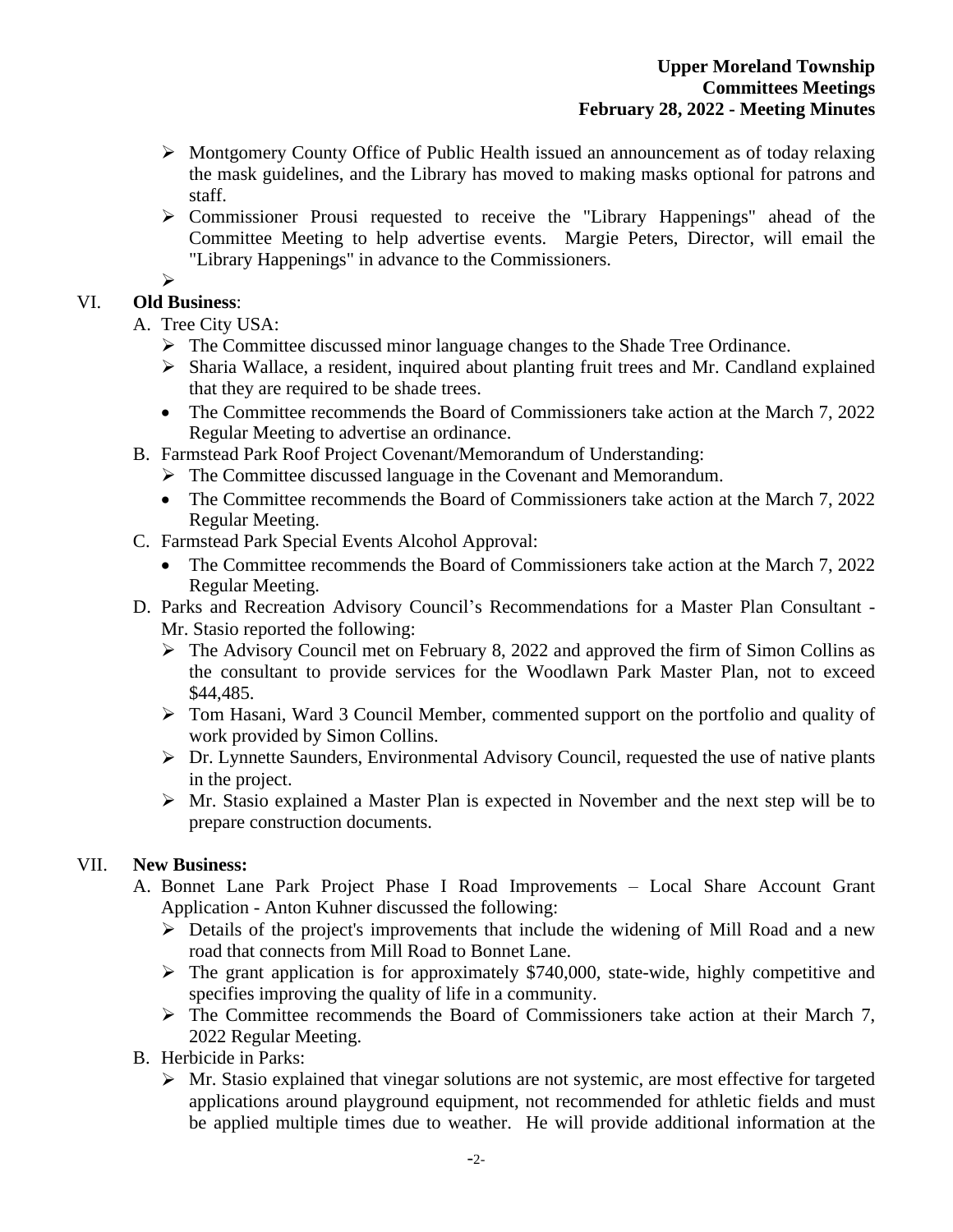- Montgomery County Office of Public Health issued an announcement as of today relaxing the mask guidelines, and the Library has moved to making masks optional for patrons and staff.
- Commissioner Prousi requested to receive the "Library Happenings" ahead of the Committee Meeting to help advertise events. Margie Peters, Director, will email the "Library Happenings" in advance to the Commissioners.
-

VI. **Old Business**:

A. Tree City USA:
   - The Committee discussed minor language changes to the Shade Tree Ordinance.
   - Sharia Wallace, a resident, inquired about planting fruit trees and Mr. Candland explained that they are required to be shade trees.
   - The Committee recommends the Board of Commissioners take action at the March 7, 2022 Regular Meeting to advertise an ordinance.

B. Farmstead Park Roof Project Covenant/Memorandum of Understanding:
   - The Committee discussed language in the Covenant and Memorandum.
   - The Committee recommends the Board of Commissioners take action at the March 7, 2022 Regular Meeting.

C. Farmstead Park Special Events Alcohol Approval:
   - The Committee recommends the Board of Commissioners take action at the March 7, 2022 Regular Meeting.

D. Parks and Recreation Advisory Council's Recommendations for a Master Plan Consultant - Mr. Stasio reported the following:
   - The Advisory Council met on February 8, 2022 and approved the firm of Simon Collins as the consultant to provide services for the Woodlawn Park Master Plan, not to exceed $44,485.
   - Tom Hasani, Ward 3 Council Member, commented support on the portfolio and quality of work provided by Simon Collins.
   - Dr. Lynnette Saunders, Environmental Advisory Council, requested the use of native plants in the project.
   - Mr. Stasio explained a Master Plan is expected in November and the next step will be to prepare construction documents.

VII. **New Business:**

A. Bonnet Lane Park Project Phase I Road Improvements – Local Share Account Grant Application - Anton Kuhner discussed the following:
   - Details of the project's improvements that include the widening of Mill Road and a new road that connects from Mill Road to Bonnet Lane.
   - The grant application is for approximately $740,000, state-wide, highly competitive and specifies improving the quality of life in a community.
   - The Committee recommends the Board of Commissioners take action at their March 7, 2022 Regular Meeting.

B. Herbicide in Parks:
   - Mr. Stasio explained that vinegar solutions are not systemic, are most effective for targeted applications around playground equipment, not recommended for athletic fields and must be applied multiple times due to weather. He will provide additional information at the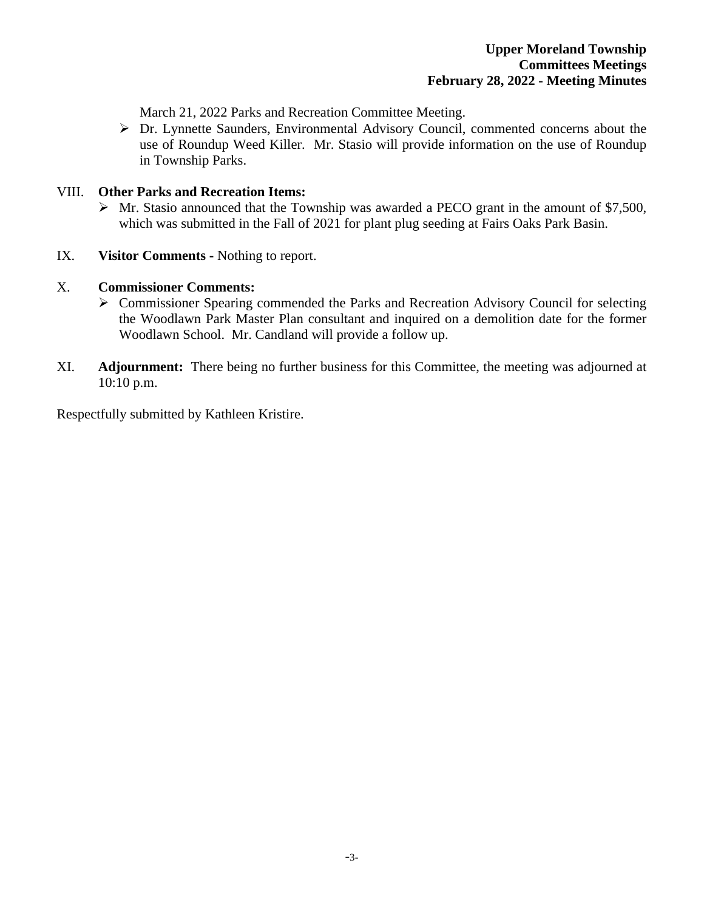March 21, 2022 Parks and Recreation Committee Meeting.

- Dr. Lynnette Saunders, Environmental Advisory Council, commented concerns about the use of Roundup Weed Killer. Mr. Stasio will provide information on the use of Roundup in Township Parks.

VIII. **Other Parks and Recreation Items:**

- Mr. Stasio announced that the Township was awarded a PECO grant in the amount of $7,500, which was submitted in the Fall of 2021 for plant plug seeding at Fairs Oaks Park Basin.

IX. **Visitor Comments -** Nothing to report.

X. **Commissioner Comments:**

- Commissioner Spearing commended the Parks and Recreation Advisory Council for selecting the Woodlawn Park Master Plan consultant and inquired on a demolition date for the former Woodlawn School. Mr. Candland will provide a follow up.

XI. **Adjournment:** There being no further business for this Committee, the meeting was adjourned at 10:10 p.m.

Respectfully submitted by Kathleen Kristire.